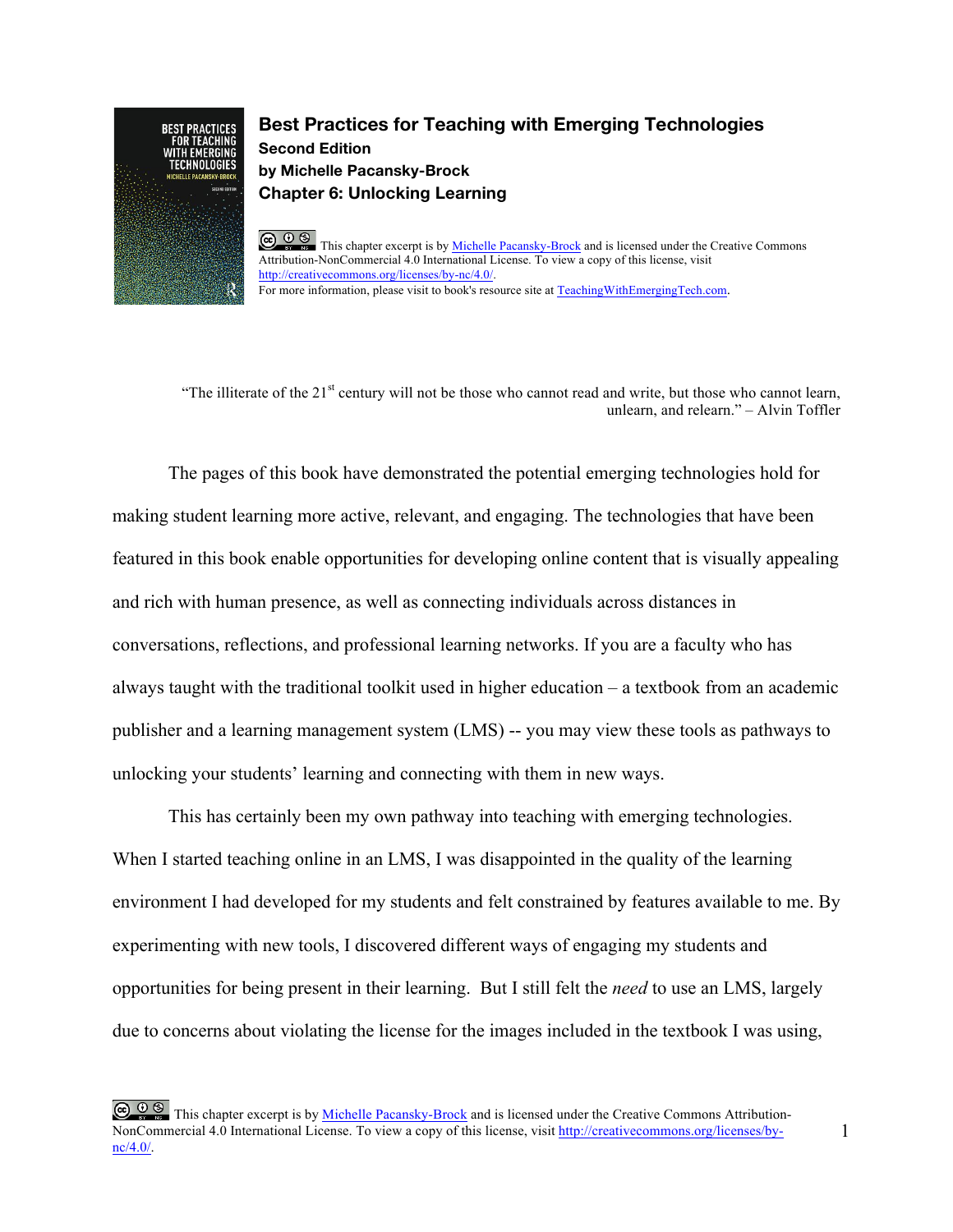# Best Practices for Teaching with Emerging Technologies

**Second Edition**

**by Michelle Pacansky-Brock**

**Chapter 6: Unlocking Learning**

This chapter excerpt is by Michelle Pacansky-Brock and is licensed under the Creative Commons Attribution-NonCommercial 4.0 International License. To view a copy of this license, visit http://creativecommons.org/licenses/by-nc/4.0/.
For more information, please visit to book's resource site at TeachingWithEmergingTech.com.

> "The illiterate of the 21st century will not be those who cannot read and write, but those who cannot learn, unlearn, and relearn." – Alvin Toffler

The pages of this book have demonstrated the potential emerging technologies hold for making student learning more active, relevant, and engaging. The technologies that have been featured in this book enable opportunities for developing online content that is visually appealing and rich with human presence, as well as connecting individuals across distances in conversations, reflections, and professional learning networks. If you are a faculty who has always taught with the traditional toolkit used in higher education – a textbook from an academic publisher and a learning management system (LMS) -- you may view these tools as pathways to unlocking your students' learning and connecting with them in new ways.

This has certainly been my own pathway into teaching with emerging technologies. When I started teaching online in an LMS, I was disappointed in the quality of the learning environment I had developed for my students and felt constrained by features available to me. By experimenting with new tools, I discovered different ways of engaging my students and opportunities for being present in their learning. But I still felt the *need* to use an LMS, largely due to concerns about violating the license for the images included in the textbook I was using,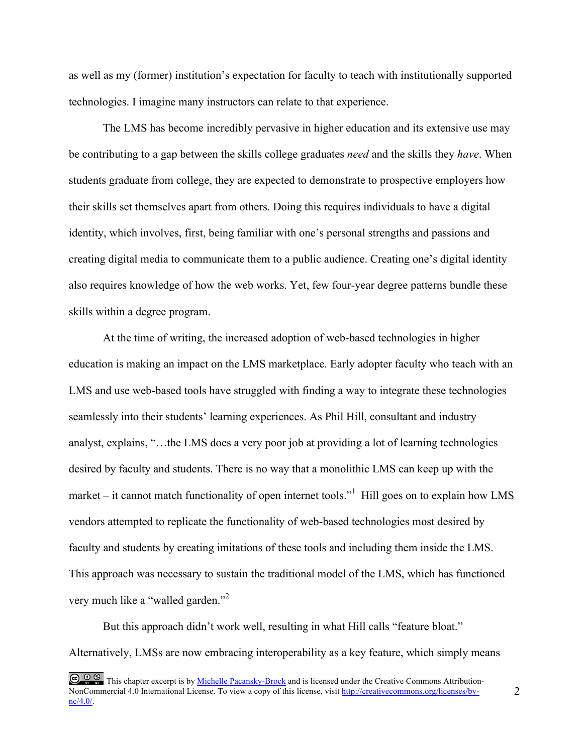as well as my (former) institution's expectation for faculty to teach with institutionally supported technologies. I imagine many instructors can relate to that experience.

The LMS has become incredibly pervasive in higher education and its extensive use may be contributing to a gap between the skills college graduates *need* and the skills they *have*. When students graduate from college, they are expected to demonstrate to prospective employers how their skills set themselves apart from others. Doing this requires individuals to have a digital identity, which involves, first, being familiar with one's personal strengths and passions and creating digital media to communicate them to a public audience. Creating one's digital identity also requires knowledge of how the web works. Yet, few four-year degree patterns bundle these skills within a degree program.

At the time of writing, the increased adoption of web-based technologies in higher education is making an impact on the LMS marketplace. Early adopter faculty who teach with an LMS and use web-based tools have struggled with finding a way to integrate these technologies seamlessly into their students' learning experiences. As Phil Hill, consultant and industry analyst, explains, "…the LMS does a very poor job at providing a lot of learning technologies desired by faculty and students. There is no way that a monolithic LMS can keep up with the market – it cannot match functionality of open internet tools."[1] Hill goes on to explain how LMS vendors attempted to replicate the functionality of web-based technologies most desired by faculty and students by creating imitations of these tools and including them inside the LMS. This approach was necessary to sustain the traditional model of the LMS, which has functioned very much like a "walled garden."[2]

But this approach didn't work well, resulting in what Hill calls "feature bloat." Alternatively, LMSs are now embracing interoperability as a key feature, which simply means

This chapter excerpt is by [Michelle Pacansky-Brock]() and is licensed under the Creative Commons Attribution-NonCommercial 4.0 International License. To view a copy of this license, visit [http://creativecommons.org/licenses/by-nc/4.0/](http://creativecommons.org/licenses/by-nc/4.0/).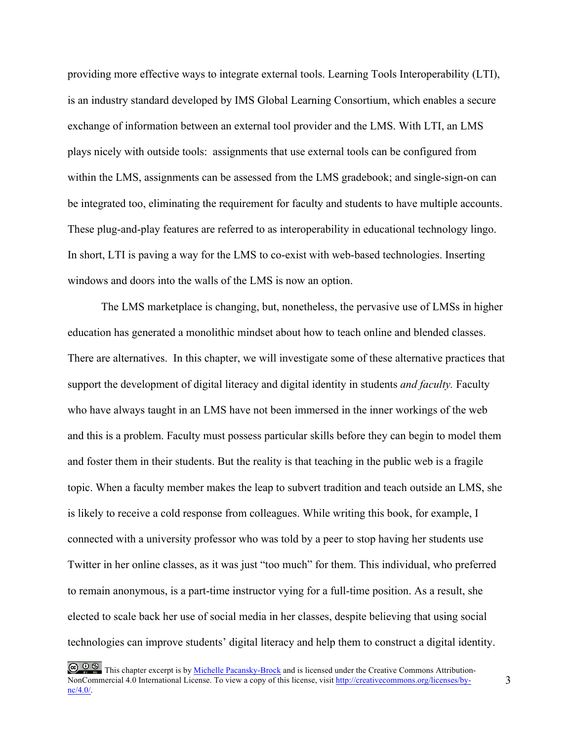providing more effective ways to integrate external tools. Learning Tools Interoperability (LTI), is an industry standard developed by IMS Global Learning Consortium, which enables a secure exchange of information between an external tool provider and the LMS. With LTI, an LMS plays nicely with outside tools:  assignments that use external tools can be configured from within the LMS, assignments can be assessed from the LMS gradebook; and single-sign-on can be integrated too, eliminating the requirement for faculty and students to have multiple accounts. These plug-and-play features are referred to as interoperability in educational technology lingo. In short, LTI is paving a way for the LMS to co-exist with web-based technologies. Inserting windows and doors into the walls of the LMS is now an option.

The LMS marketplace is changing, but, nonetheless, the pervasive use of LMSs in higher education has generated a monolithic mindset about how to teach online and blended classes. There are alternatives.  In this chapter, we will investigate some of these alternative practices that support the development of digital literacy and digital identity in students *and faculty.* Faculty who have always taught in an LMS have not been immersed in the inner workings of the web and this is a problem. Faculty must possess particular skills before they can begin to model them and foster them in their students. But the reality is that teaching in the public web is a fragile topic. When a faculty member makes the leap to subvert tradition and teach outside an LMS, she is likely to receive a cold response from colleagues. While writing this book, for example, I connected with a university professor who was told by a peer to stop having her students use Twitter in her online classes, as it was just "too much" for them. This individual, who preferred to remain anonymous, is a part-time instructor vying for a full-time position. As a result, she elected to scale back her use of social media in her classes, despite believing that using social technologies can improve students' digital literacy and help them to construct a digital identity.

This chapter excerpt is by Michelle Pacansky-Brock and is licensed under the Creative Commons Attribution-NonCommercial 4.0 International License. To view a copy of this license, visit http://creativecommons.org/licenses/by-nc/4.0/.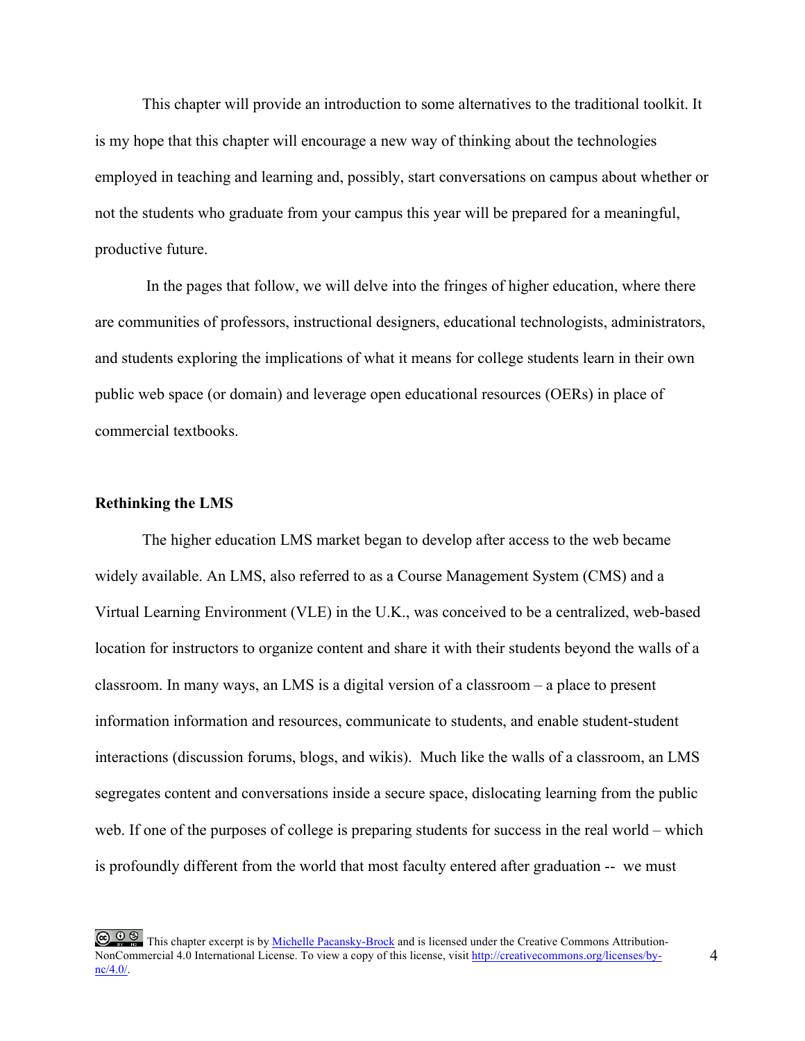This chapter will provide an introduction to some alternatives to the traditional toolkit. It is my hope that this chapter will encourage a new way of thinking about the technologies employed in teaching and learning and, possibly, start conversations on campus about whether or not the students who graduate from your campus this year will be prepared for a meaningful, productive future.

In the pages that follow, we will delve into the fringes of higher education, where there are communities of professors, instructional designers, educational technologists, administrators, and students exploring the implications of what it means for college students learn in their own public web space (or domain) and leverage open educational resources (OERs) in place of commercial textbooks.

**Rethinking the LMS**

The higher education LMS market began to develop after access to the web became widely available. An LMS, also referred to as a Course Management System (CMS) and a Virtual Learning Environment (VLE) in the U.K., was conceived to be a centralized, web-based location for instructors to organize content and share it with their students beyond the walls of a classroom. In many ways, an LMS is a digital version of a classroom – a place to present information information and resources, communicate to students, and enable student-student interactions (discussion forums, blogs, and wikis). Much like the walls of a classroom, an LMS segregates content and conversations inside a secure space, dislocating learning from the public web. If one of the purposes of college is preparing students for success in the real world – which is profoundly different from the world that most faculty entered after graduation -- we must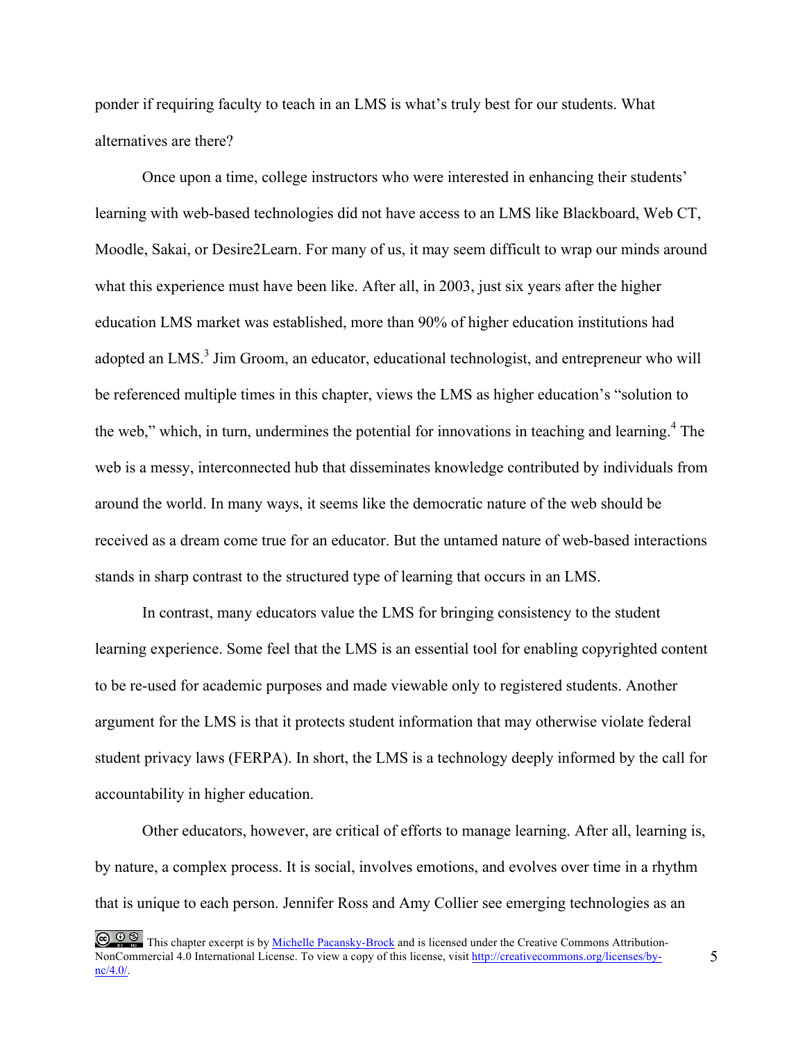ponder if requiring faculty to teach in an LMS is what's truly best for our students. What alternatives are there?

Once upon a time, college instructors who were interested in enhancing their students' learning with web-based technologies did not have access to an LMS like Blackboard, Web CT, Moodle, Sakai, or Desire2Learn. For many of us, it may seem difficult to wrap our minds around what this experience must have been like. After all, in 2003, just six years after the higher education LMS market was established, more than 90% of higher education institutions had adopted an LMS.[3] Jim Groom, an educator, educational technologist, and entrepreneur who will be referenced multiple times in this chapter, views the LMS as higher education's "solution to the web," which, in turn, undermines the potential for innovations in teaching and learning.[4] The web is a messy, interconnected hub that disseminates knowledge contributed by individuals from around the world. In many ways, it seems like the democratic nature of the web should be received as a dream come true for an educator. But the untamed nature of web-based interactions stands in sharp contrast to the structured type of learning that occurs in an LMS.

In contrast, many educators value the LMS for bringing consistency to the student learning experience. Some feel that the LMS is an essential tool for enabling copyrighted content to be re-used for academic purposes and made viewable only to registered students. Another argument for the LMS is that it protects student information that may otherwise violate federal student privacy laws (FERPA). In short, the LMS is a technology deeply informed by the call for accountability in higher education.

Other educators, however, are critical of efforts to manage learning. After all, learning is, by nature, a complex process. It is social, involves emotions, and evolves over time in a rhythm that is unique to each person. Jennifer Ross and Amy Collier see emerging technologies as an

This chapter excerpt is by [Michelle Pacansky-Brock]() and is licensed under the Creative Commons Attribution-NonCommercial 4.0 International License. To view a copy of this license, visit [http://creativecommons.org/licenses/by-nc/4.0/](http://creativecommons.org/licenses/by-nc/4.0/).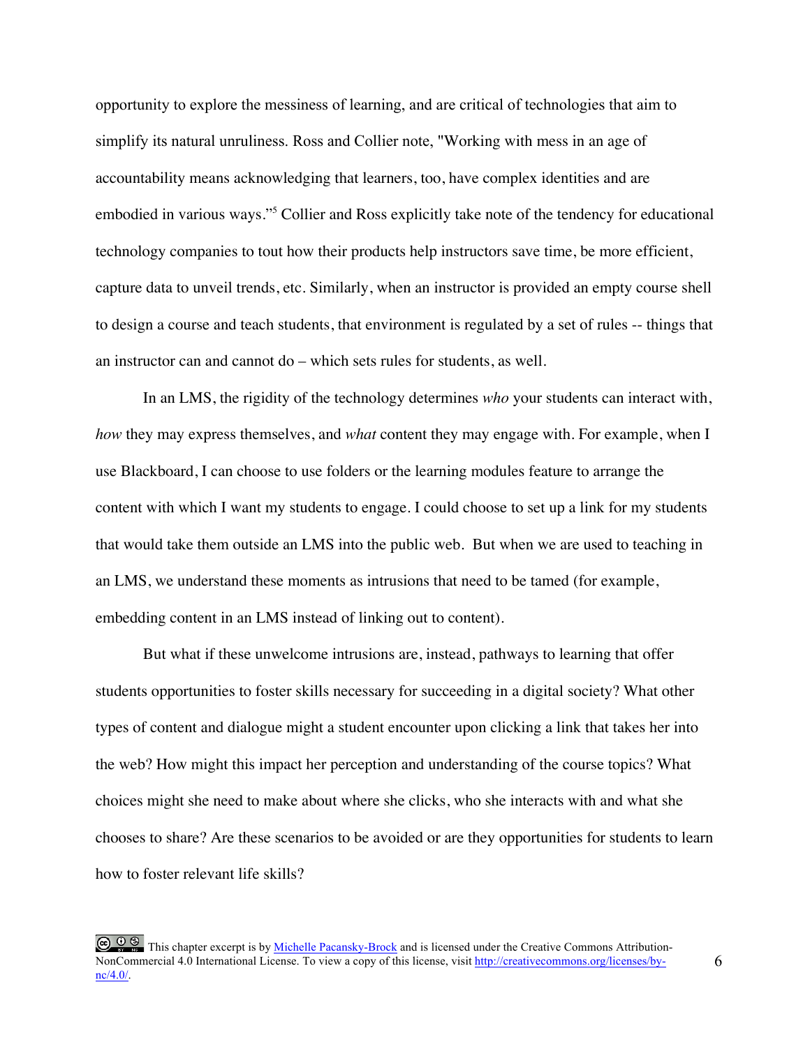opportunity to explore the messiness of learning, and are critical of technologies that aim to simplify its natural unruliness. Ross and Collier note, "Working with mess in an age of accountability means acknowledging that learners, too, have complex identities and are embodied in various ways."[5] Collier and Ross explicitly take note of the tendency for educational technology companies to tout how their products help instructors save time, be more efficient, capture data to unveil trends, etc. Similarly, when an instructor is provided an empty course shell to design a course and teach students, that environment is regulated by a set of rules -- things that an instructor can and cannot do – which sets rules for students, as well.

In an LMS, the rigidity of the technology determines *who* your students can interact with, *how* they may express themselves, and *what* content they may engage with. For example, when I use Blackboard, I can choose to use folders or the learning modules feature to arrange the content with which I want my students to engage. I could choose to set up a link for my students that would take them outside an LMS into the public web. But when we are used to teaching in an LMS, we understand these moments as intrusions that need to be tamed (for example, embedding content in an LMS instead of linking out to content).

But what if these unwelcome intrusions are, instead, pathways to learning that offer students opportunities to foster skills necessary for succeeding in a digital society? What other types of content and dialogue might a student encounter upon clicking a link that takes her into the web? How might this impact her perception and understanding of the course topics? What choices might she need to make about where she clicks, who she interacts with and what she chooses to share? Are these scenarios to be avoided or are they opportunities for students to learn how to foster relevant life skills?

This chapter excerpt is by [Michelle Pacansky-Brock]() and is licensed under the Creative Commons Attribution-NonCommercial 4.0 International License. To view a copy of this license, visit [http://creativecommons.org/licenses/by-nc/4.0/](http://creativecommons.org/licenses/by-nc/4.0/).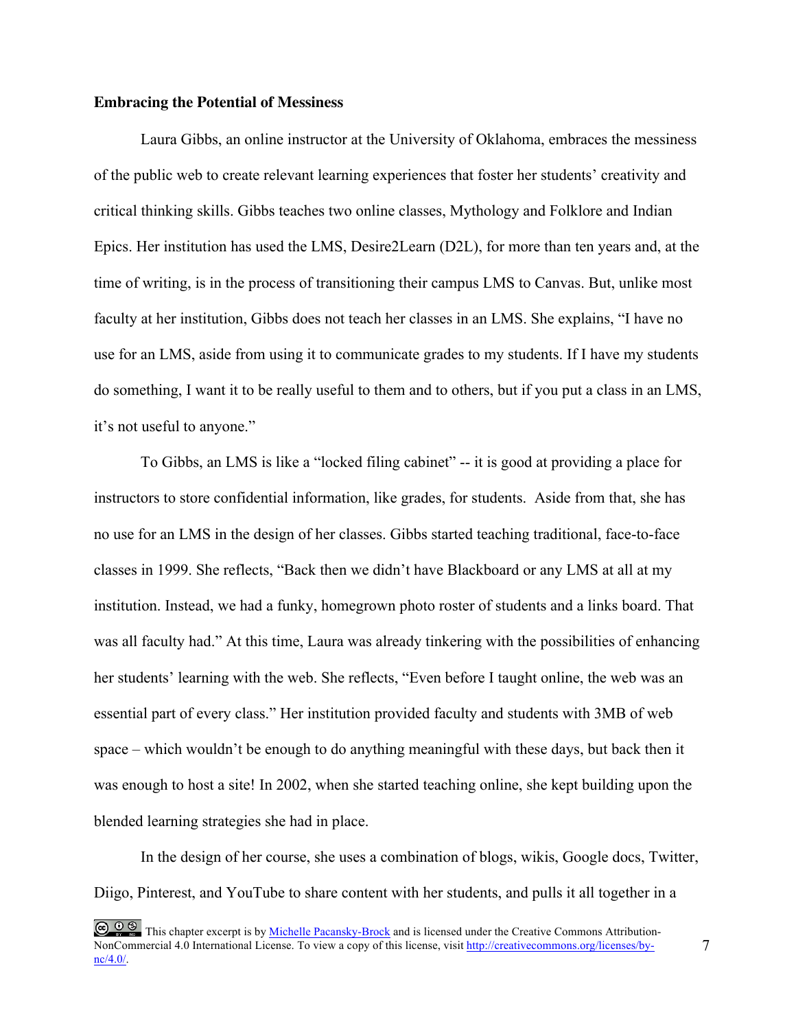**Embracing the Potential of Messiness**

Laura Gibbs, an online instructor at the University of Oklahoma, embraces the messiness of the public web to create relevant learning experiences that foster her students' creativity and critical thinking skills. Gibbs teaches two online classes, Mythology and Folklore and Indian Epics. Her institution has used the LMS, Desire2Learn (D2L), for more than ten years and, at the time of writing, is in the process of transitioning their campus LMS to Canvas. But, unlike most faculty at her institution, Gibbs does not teach her classes in an LMS. She explains, "I have no use for an LMS, aside from using it to communicate grades to my students. If I have my students do something, I want it to be really useful to them and to others, but if you put a class in an LMS, it's not useful to anyone."

To Gibbs, an LMS is like a "locked filing cabinet" -- it is good at providing a place for instructors to store confidential information, like grades, for students. Aside from that, she has no use for an LMS in the design of her classes. Gibbs started teaching traditional, face-to-face classes in 1999. She reflects, "Back then we didn't have Blackboard or any LMS at all at my institution. Instead, we had a funky, homegrown photo roster of students and a links board. That was all faculty had." At this time, Laura was already tinkering with the possibilities of enhancing her students' learning with the web. She reflects, "Even before I taught online, the web was an essential part of every class." Her institution provided faculty and students with 3MB of web space – which wouldn't be enough to do anything meaningful with these days, but back then it was enough to host a site! In 2002, when she started teaching online, she kept building upon the blended learning strategies she had in place.

In the design of her course, she uses a combination of blogs, wikis, Google docs, Twitter, Diigo, Pinterest, and YouTube to share content with her students, and pulls it all together in a

This chapter excerpt is by Michelle Pacansky-Brock and is licensed under the Creative Commons Attribution-NonCommercial 4.0 International License. To view a copy of this license, visit http://creativecommons.org/licenses/by-nc/4.0/.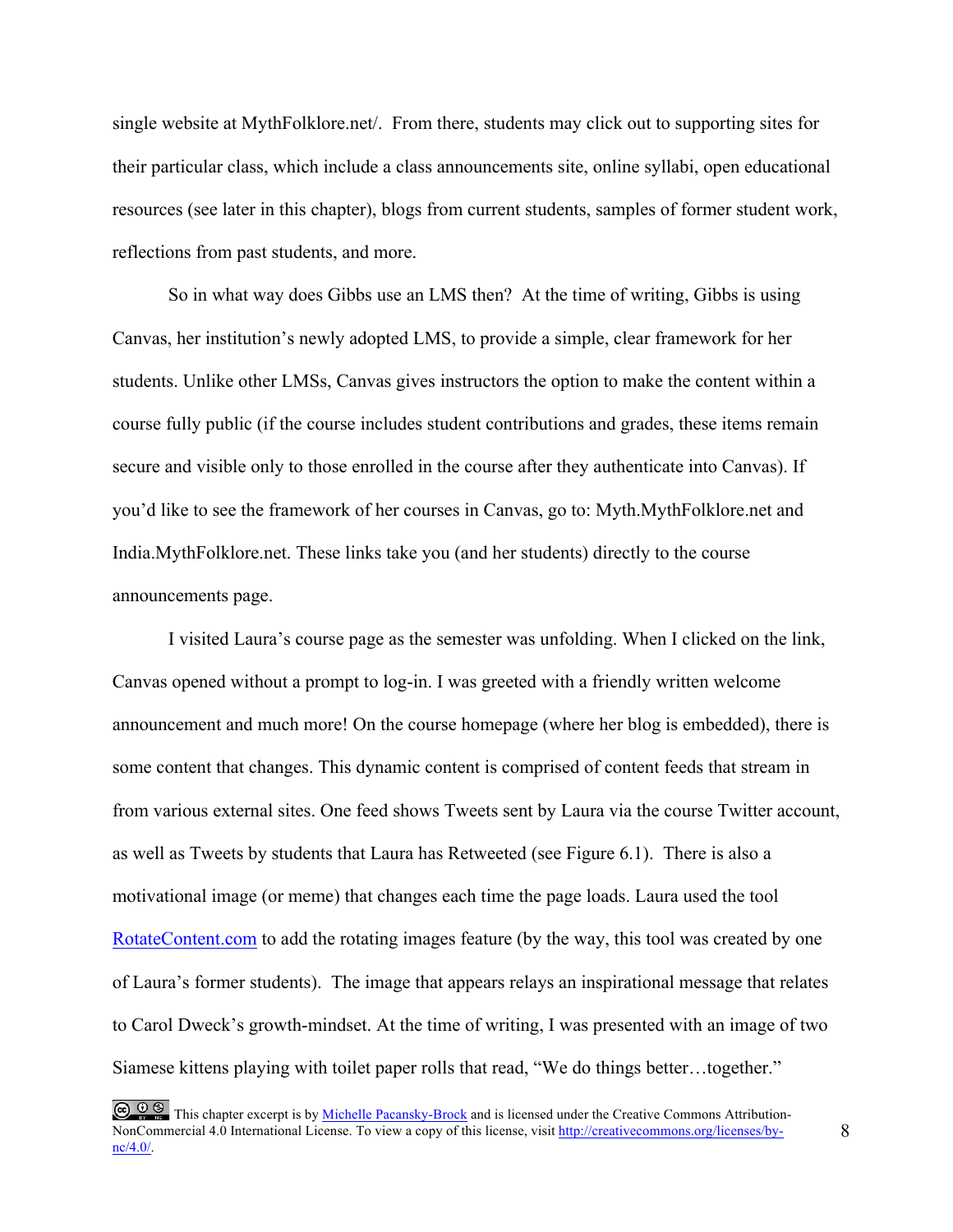single website at MythFolklore.net/. From there, students may click out to supporting sites for their particular class, which include a class announcements site, online syllabi, open educational resources (see later in this chapter), blogs from current students, samples of former student work, reflections from past students, and more.

So in what way does Gibbs use an LMS then? At the time of writing, Gibbs is using Canvas, her institution's newly adopted LMS, to provide a simple, clear framework for her students. Unlike other LMSs, Canvas gives instructors the option to make the content within a course fully public (if the course includes student contributions and grades, these items remain secure and visible only to those enrolled in the course after they authenticate into Canvas). If you'd like to see the framework of her courses in Canvas, go to: Myth.MythFolklore.net and India.MythFolklore.net. These links take you (and her students) directly to the course announcements page.

I visited Laura's course page as the semester was unfolding. When I clicked on the link, Canvas opened without a prompt to log-in. I was greeted with a friendly written welcome announcement and much more! On the course homepage (where her blog is embedded), there is some content that changes. This dynamic content is comprised of content feeds that stream in from various external sites. One feed shows Tweets sent by Laura via the course Twitter account, as well as Tweets by students that Laura has Retweeted (see Figure 6.1). There is also a motivational image (or meme) that changes each time the page loads. Laura used the tool [RotateContent.com](RotateContent.com) to add the rotating images feature (by the way, this tool was created by one of Laura's former students). The image that appears relays an inspirational message that relates to Carol Dweck's growth-mindset. At the time of writing, I was presented with an image of two Siamese kittens playing with toilet paper rolls that read, "We do things better…together."

This chapter excerpt is by [Michelle Pacansky-Brock]() and is licensed under the Creative Commons Attribution-NonCommercial 4.0 International License. To view a copy of this license, visit [http://creativecommons.org/licenses/by-nc/4.0/](http://creativecommons.org/licenses/by-nc/4.0/).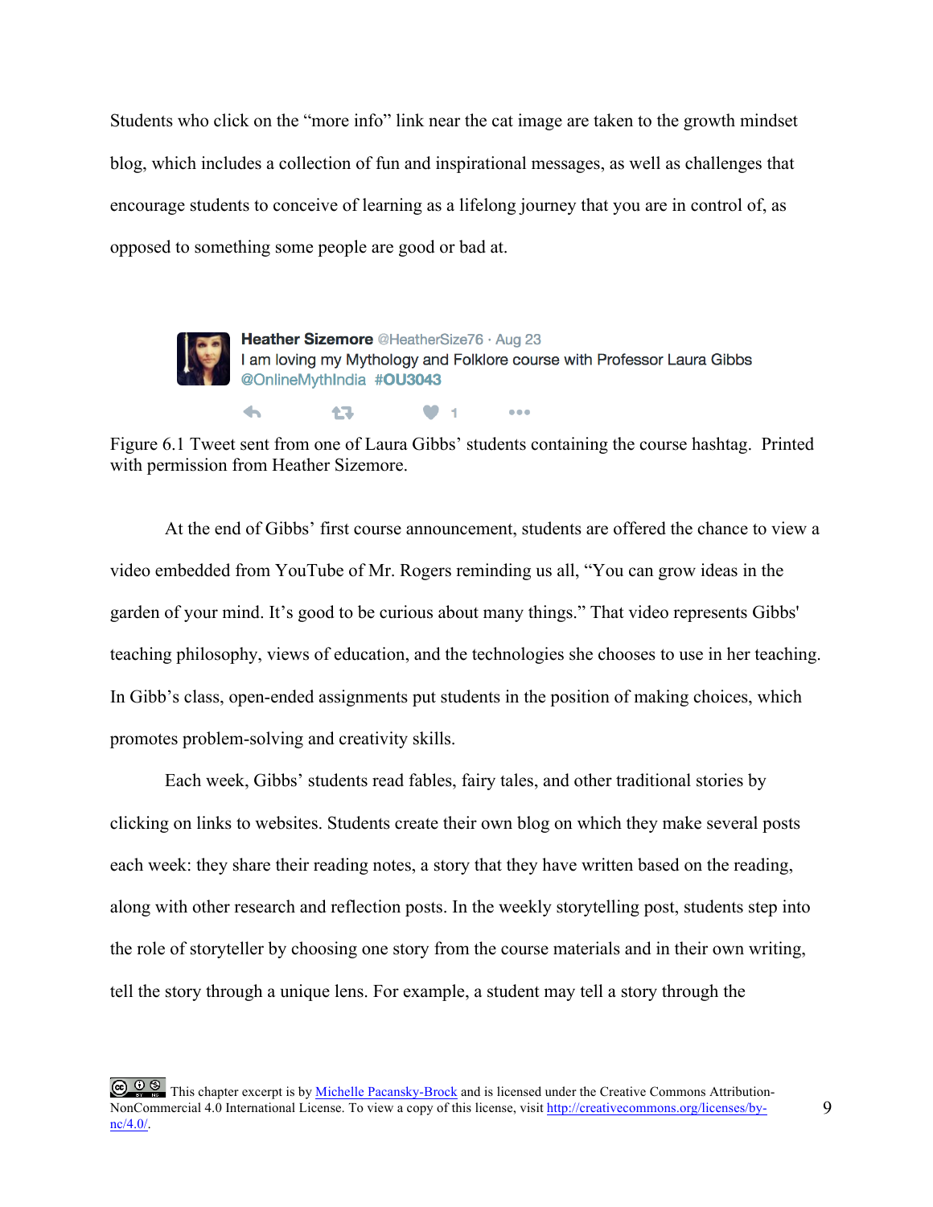Students who click on the "more info" link near the cat image are taken to the growth mindset blog, which includes a collection of fun and inspirational messages, as well as challenges that encourage students to conceive of learning as a lifelong journey that you are in control of, as opposed to something some people are good or bad at.

**Heather Sizemore** @HeatherSize76 · Aug 23
I am loving my Mythology and Folklore course with Professor Laura Gibbs @OnlineMythIndia **#OU3043**

Figure 6.1 Tweet sent from one of Laura Gibbs' students containing the course hashtag. Printed with permission from Heather Sizemore.

At the end of Gibbs' first course announcement, students are offered the chance to view a video embedded from YouTube of Mr. Rogers reminding us all, "You can grow ideas in the garden of your mind. It's good to be curious about many things." That video represents Gibbs' teaching philosophy, views of education, and the technologies she chooses to use in her teaching. In Gibb's class, open-ended assignments put students in the position of making choices, which promotes problem-solving and creativity skills.

Each week, Gibbs' students read fables, fairy tales, and other traditional stories by clicking on links to websites. Students create their own blog on which they make several posts each week: they share their reading notes, a story that they have written based on the reading, along with other research and reflection posts. In the weekly storytelling post, students step into the role of storyteller by choosing one story from the course materials and in their own writing, tell the story through a unique lens. For example, a student may tell a story through the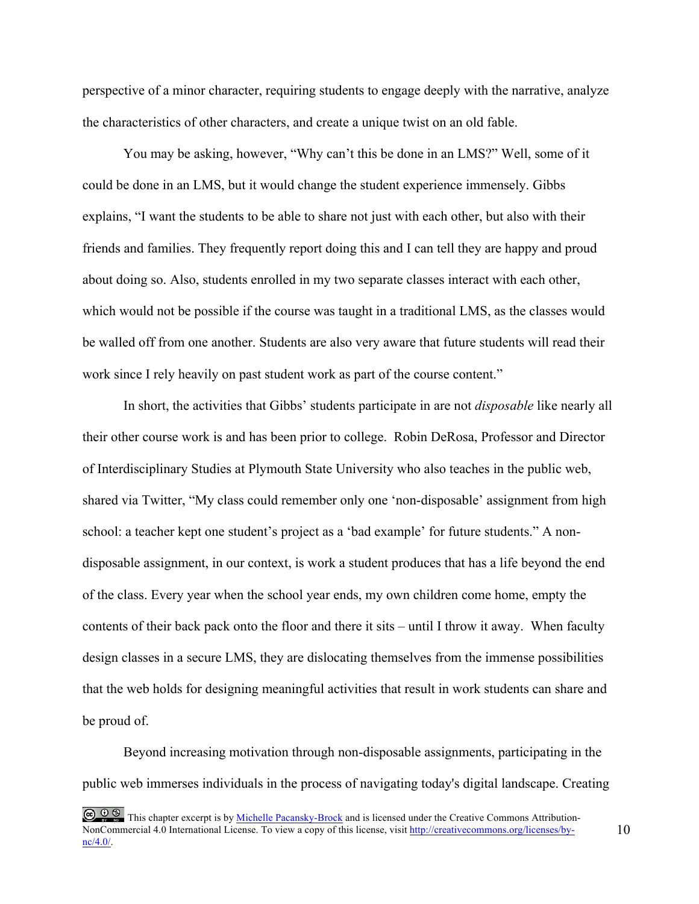perspective of a minor character, requiring students to engage deeply with the narrative, analyze the characteristics of other characters, and create a unique twist on an old fable.

You may be asking, however, "Why can't this be done in an LMS?" Well, some of it could be done in an LMS, but it would change the student experience immensely. Gibbs explains, "I want the students to be able to share not just with each other, but also with their friends and families. They frequently report doing this and I can tell they are happy and proud about doing so. Also, students enrolled in my two separate classes interact with each other, which would not be possible if the course was taught in a traditional LMS, as the classes would be walled off from one another. Students are also very aware that future students will read their work since I rely heavily on past student work as part of the course content."

In short, the activities that Gibbs' students participate in are not *disposable* like nearly all their other course work is and has been prior to college. Robin DeRosa, Professor and Director of Interdisciplinary Studies at Plymouth State University who also teaches in the public web, shared via Twitter, "My class could remember only one 'non-disposable' assignment from high school: a teacher kept one student's project as a 'bad example' for future students." A non-disposable assignment, in our context, is work a student produces that has a life beyond the end of the class. Every year when the school year ends, my own children come home, empty the contents of their back pack onto the floor and there it sits – until I throw it away. When faculty design classes in a secure LMS, they are dislocating themselves from the immense possibilities that the web holds for designing meaningful activities that result in work students can share and be proud of.

Beyond increasing motivation through non-disposable assignments, participating in the public web immerses individuals in the process of navigating today's digital landscape. Creating

This chapter excerpt is by [Michelle Pacansky-Brock]() and is licensed under the Creative Commons Attribution-NonCommercial 4.0 International License. To view a copy of this license, visit [http://creativecommons.org/licenses/by-nc/4.0/](http://creativecommons.org/licenses/by-nc/4.0/).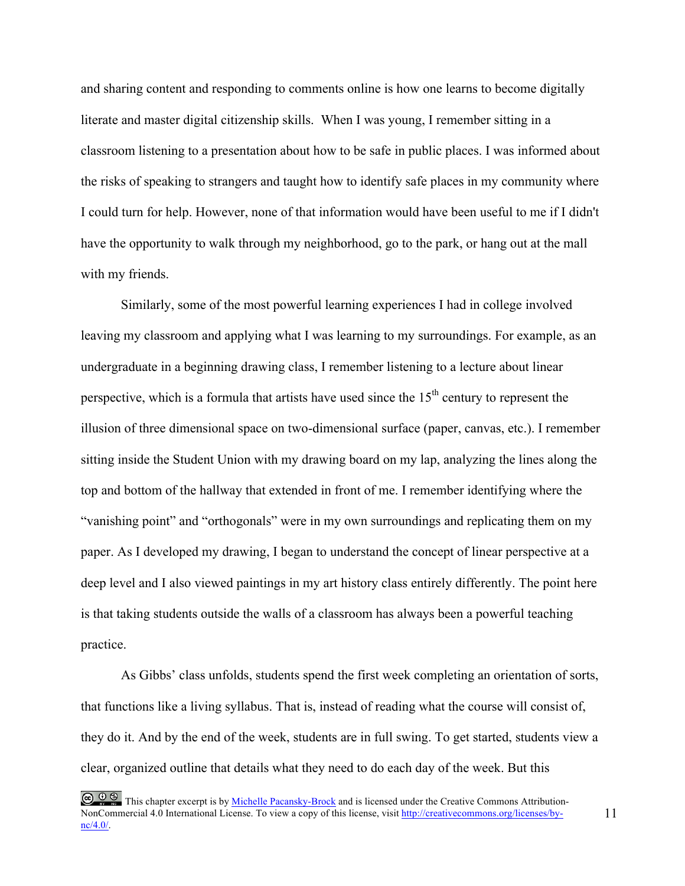and sharing content and responding to comments online is how one learns to become digitally literate and master digital citizenship skills.  When I was young, I remember sitting in a classroom listening to a presentation about how to be safe in public places. I was informed about the risks of speaking to strangers and taught how to identify safe places in my community where I could turn for help. However, none of that information would have been useful to me if I didn't have the opportunity to walk through my neighborhood, go to the park, or hang out at the mall with my friends.

Similarly, some of the most powerful learning experiences I had in college involved leaving my classroom and applying what I was learning to my surroundings. For example, as an undergraduate in a beginning drawing class, I remember listening to a lecture about linear perspective, which is a formula that artists have used since the 15th century to represent the illusion of three dimensional space on two-dimensional surface (paper, canvas, etc.). I remember sitting inside the Student Union with my drawing board on my lap, analyzing the lines along the top and bottom of the hallway that extended in front of me. I remember identifying where the "vanishing point" and "orthogonals" were in my own surroundings and replicating them on my paper. As I developed my drawing, I began to understand the concept of linear perspective at a deep level and I also viewed paintings in my art history class entirely differently. The point here is that taking students outside the walls of a classroom has always been a powerful teaching practice.

As Gibbs' class unfolds, students spend the first week completing an orientation of sorts, that functions like a living syllabus. That is, instead of reading what the course will consist of, they do it. And by the end of the week, students are in full swing. To get started, students view a clear, organized outline that details what they need to do each day of the week. But this

This chapter excerpt is by [Michelle Pacansky-Brock]() and is licensed under the Creative Commons Attribution-NonCommercial 4.0 International License. To view a copy of this license, visit [http://creativecommons.org/licenses/by-nc/4.0/](http://creativecommons.org/licenses/by-nc/4.0/).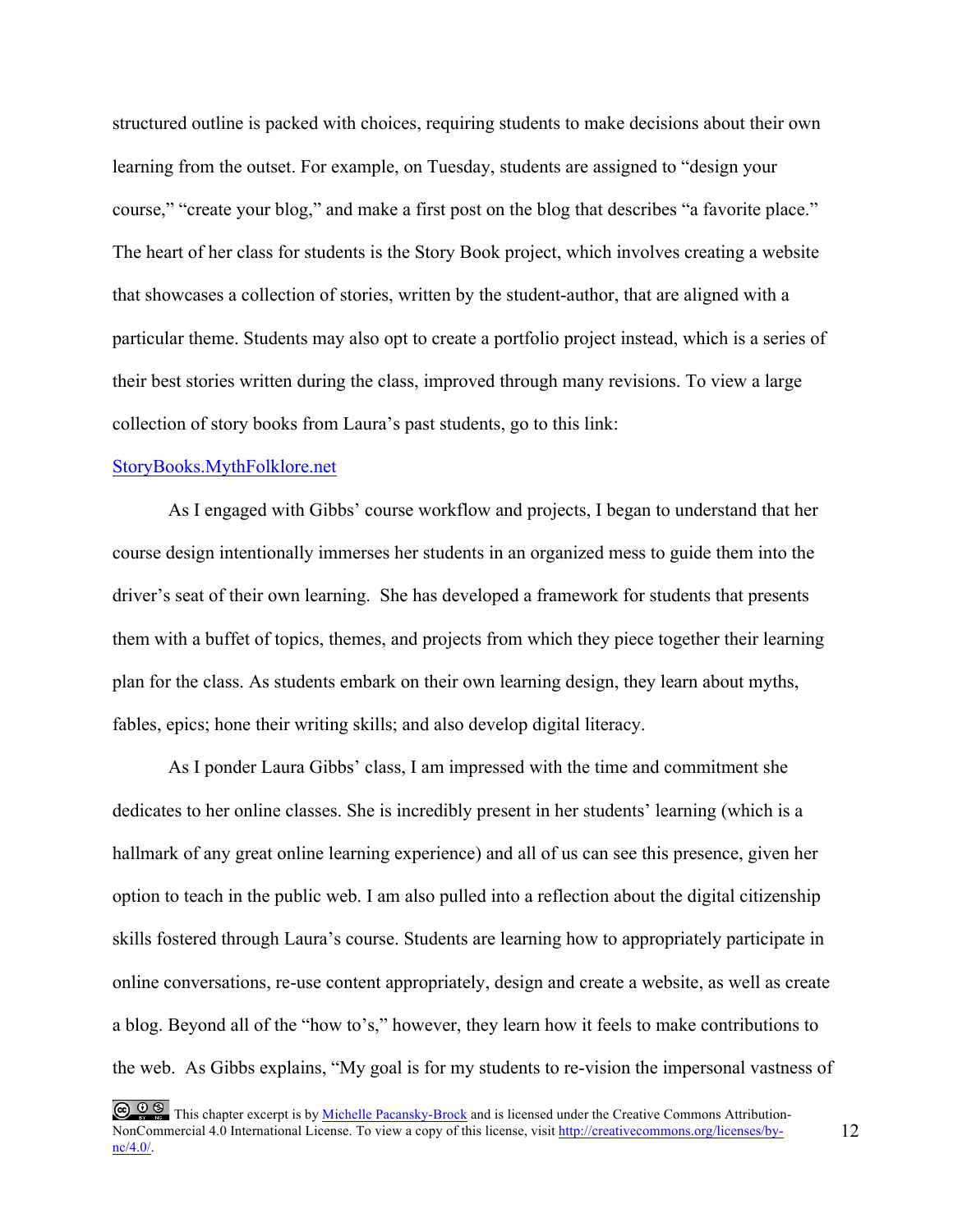structured outline is packed with choices, requiring students to make decisions about their own learning from the outset. For example, on Tuesday, students are assigned to "design your course," "create your blog," and make a first post on the blog that describes "a favorite place." The heart of her class for students is the Story Book project, which involves creating a website that showcases a collection of stories, written by the student-author, that are aligned with a particular theme. Students may also opt to create a portfolio project instead, which is a series of their best stories written during the class, improved through many revisions. To view a large collection of story books from Laura's past students, go to this link: [StoryBooks.MythFolklore.net](http://StoryBooks.MythFolklore.net)

As I engaged with Gibbs' course workflow and projects, I began to understand that her course design intentionally immerses her students in an organized mess to guide them into the driver's seat of their own learning. She has developed a framework for students that presents them with a buffet of topics, themes, and projects from which they piece together their learning plan for the class. As students embark on their own learning design, they learn about myths, fables, epics; hone their writing skills; and also develop digital literacy.

As I ponder Laura Gibbs' class, I am impressed with the time and commitment she dedicates to her online classes. She is incredibly present in her students' learning (which is a hallmark of any great online learning experience) and all of us can see this presence, given her option to teach in the public web. I am also pulled into a reflection about the digital citizenship skills fostered through Laura's course. Students are learning how to appropriately participate in online conversations, re-use content appropriately, design and create a website, as well as create a blog. Beyond all of the "how to's," however, they learn how it feels to make contributions to the web. As Gibbs explains, "My goal is for my students to re-vision the impersonal vastness of

This chapter excerpt is by Michelle Pacansky-Brock and is licensed under the Creative Commons Attribution-NonCommercial 4.0 International License. To view a copy of this license, visit http://creativecommons.org/licenses/by-nc/4.0/.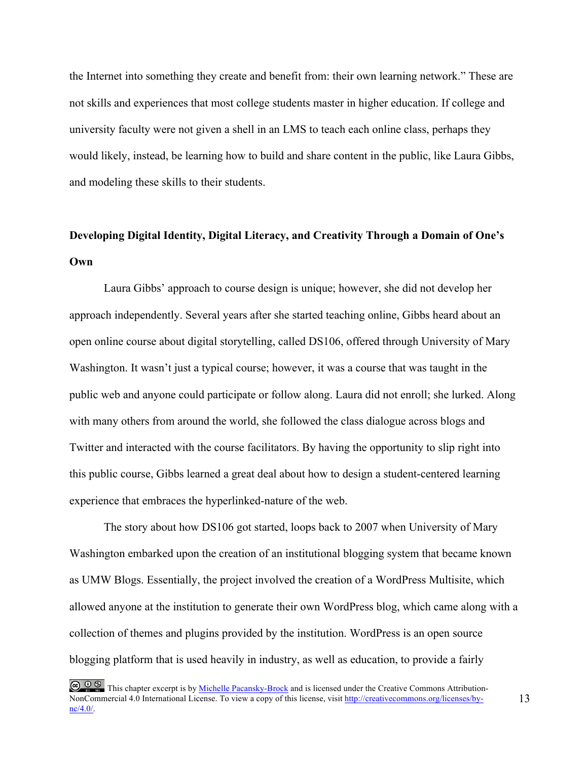the Internet into something they create and benefit from: their own learning network." These are not skills and experiences that most college students master in higher education. If college and university faculty were not given a shell in an LMS to teach each online class, perhaps they would likely, instead, be learning how to build and share content in the public, like Laura Gibbs, and modeling these skills to their students.

**Developing Digital Identity, Digital Literacy, and Creativity Through a Domain of One's Own**

Laura Gibbs' approach to course design is unique; however, she did not develop her approach independently. Several years after she started teaching online, Gibbs heard about an open online course about digital storytelling, called DS106, offered through University of Mary Washington. It wasn't just a typical course; however, it was a course that was taught in the public web and anyone could participate or follow along. Laura did not enroll; she lurked. Along with many others from around the world, she followed the class dialogue across blogs and Twitter and interacted with the course facilitators. By having the opportunity to slip right into this public course, Gibbs learned a great deal about how to design a student-centered learning experience that embraces the hyperlinked-nature of the web.

The story about how DS106 got started, loops back to 2007 when University of Mary Washington embarked upon the creation of an institutional blogging system that became known as UMW Blogs. Essentially, the project involved the creation of a WordPress Multisite, which allowed anyone at the institution to generate their own WordPress blog, which came along with a collection of themes and plugins provided by the institution. WordPress is an open source blogging platform that is used heavily in industry, as well as education, to provide a fairly

This chapter excerpt is by [Michelle Pacansky-Brock]() and is licensed under the Creative Commons Attribution-NonCommercial 4.0 International License. To view a copy of this license, visit [http://creativecommons.org/licenses/by-nc/4.0/](http://creativecommons.org/licenses/by-nc/4.0/).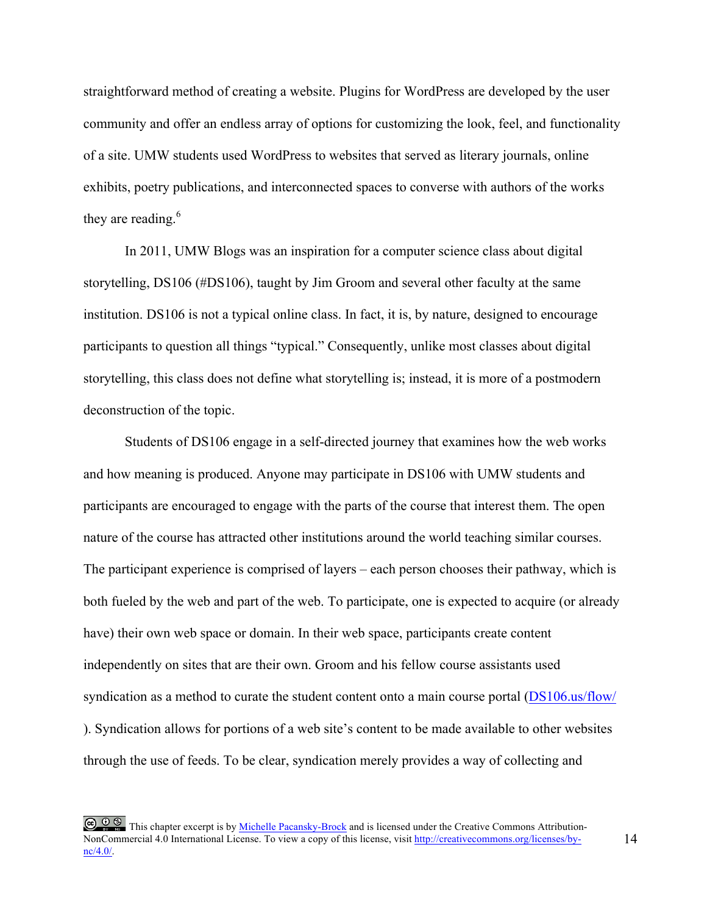straightforward method of creating a website. Plugins for WordPress are developed by the user community and offer an endless array of options for customizing the look, feel, and functionality of a site. UMW students used WordPress to websites that served as literary journals, online exhibits, poetry publications, and interconnected spaces to converse with authors of the works they are reading.[6]

In 2011, UMW Blogs was an inspiration for a computer science class about digital storytelling, DS106 (#DS106), taught by Jim Groom and several other faculty at the same institution. DS106 is not a typical online class. In fact, it is, by nature, designed to encourage participants to question all things "typical." Consequently, unlike most classes about digital storytelling, this class does not define what storytelling is; instead, it is more of a postmodern deconstruction of the topic.

Students of DS106 engage in a self-directed journey that examines how the web works and how meaning is produced. Anyone may participate in DS106 with UMW students and participants are encouraged to engage with the parts of the course that interest them. The open nature of the course has attracted other institutions around the world teaching similar courses. The participant experience is comprised of layers – each person chooses their pathway, which is both fueled by the web and part of the web. To participate, one is expected to acquire (or already have) their own web space or domain. In their web space, participants create content independently on sites that are their own. Groom and his fellow course assistants used syndication as a method to curate the student content onto a main course portal ([DS106.us/flow/](http://DS106.us/flow/)). Syndication allows for portions of a web site's content to be made available to other websites through the use of feeds. To be clear, syndication merely provides a way of collecting and

This chapter excerpt is by [Michelle Pacansky-Brock](#) and is licensed under the Creative Commons Attribution-NonCommercial 4.0 International License. To view a copy of this license, visit [http://creativecommons.org/licenses/by-nc/4.0/](http://creativecommons.org/licenses/by-nc/4.0/).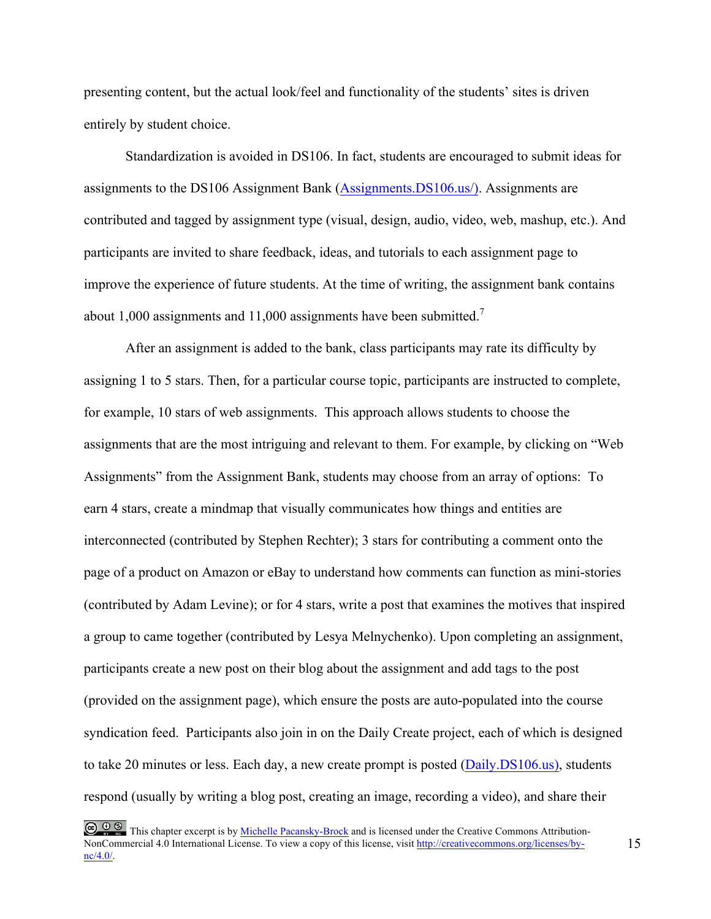presenting content, but the actual look/feel and functionality of the students' sites is driven entirely by student choice.

Standardization is avoided in DS106. In fact, students are encouraged to submit ideas for assignments to the DS106 Assignment Bank (Assignments.DS106.us/). Assignments are contributed and tagged by assignment type (visual, design, audio, video, web, mashup, etc.). And participants are invited to share feedback, ideas, and tutorials to each assignment page to improve the experience of future students. At the time of writing, the assignment bank contains about 1,000 assignments and 11,000 assignments have been submitted.[7]

After an assignment is added to the bank, class participants may rate its difficulty by assigning 1 to 5 stars. Then, for a particular course topic, participants are instructed to complete, for example, 10 stars of web assignments. This approach allows students to choose the assignments that are the most intriguing and relevant to them. For example, by clicking on "Web Assignments" from the Assignment Bank, students may choose from an array of options: To earn 4 stars, create a mindmap that visually communicates how things and entities are interconnected (contributed by Stephen Rechter); 3 stars for contributing a comment onto the page of a product on Amazon or eBay to understand how comments can function as mini-stories (contributed by Adam Levine); or for 4 stars, write a post that examines the motives that inspired a group to came together (contributed by Lesya Melnychenko). Upon completing an assignment, participants create a new post on their blog about the assignment and add tags to the post (provided on the assignment page), which ensure the posts are auto-populated into the course syndication feed. Participants also join in on the Daily Create project, each of which is designed to take 20 minutes or less. Each day, a new create prompt is posted (Daily.DS106.us), students respond (usually by writing a blog post, creating an image, recording a video), and share their

This chapter excerpt is by Michelle Pacansky-Brock and is licensed under the Creative Commons Attribution-NonCommercial 4.0 International License. To view a copy of this license, visit http://creativecommons.org/licenses/by-nc/4.0/.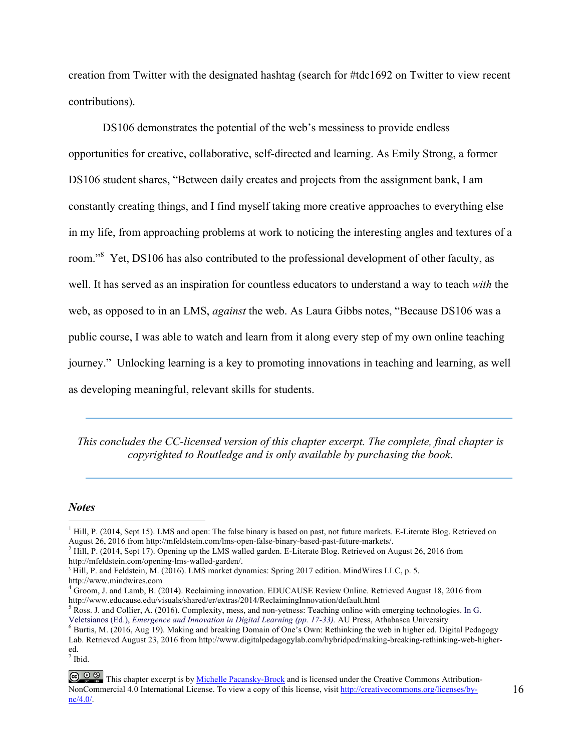creation from Twitter with the designated hashtag (search for #tdc1692 on Twitter to view recent contributions).

DS106 demonstrates the potential of the web's messiness to provide endless opportunities for creative, collaborative, self-directed and learning. As Emily Strong, a former DS106 student shares, "Between daily creates and projects from the assignment bank, I am constantly creating things, and I find myself taking more creative approaches to everything else in my life, from approaching problems at work to noticing the interesting angles and textures of a room."[8] Yet, DS106 has also contributed to the professional development of other faculty, as well. It has served as an inspiration for countless educators to understand a way to teach *with* the web, as opposed to in an LMS, *against* the web. As Laura Gibbs notes, "Because DS106 was a public course, I was able to watch and learn from it along every step of my own online teaching journey." Unlocking learning is a key to promoting innovations in teaching and learning, as well as developing meaningful, relevant skills for students.

---

*This concludes the CC-licensed version of this chapter excerpt. The complete, final chapter is copyrighted to Routledge and is only available by purchasing the book.*

---

***Notes***

[1] Hill, P. (2014, Sept 15). LMS and open: The false binary is based on past, not future markets. E-Literate Blog. Retrieved on August 26, 2016 from http://mfeldstein.com/lms-open-false-binary-based-past-future-markets/.

[2] Hill, P. (2014, Sept 17). Opening up the LMS walled garden. E-Literate Blog. Retrieved on August 26, 2016 from http://mfeldstein.com/opening-lms-walled-garden/.

[3] Hill, P. and Feldstein, M. (2016). LMS market dynamics: Spring 2017 edition. MindWires LLC, p. 5. http://www.mindwires.com

[4] Groom, J. and Lamb, B. (2014). Reclaiming innovation. EDUCAUSE Review Online. Retrieved August 18, 2016 from http://www.educause.edu/visuals/shared/er/extras/2014/ReclaimingInnovation/default.html

[5] Ross. J. and Collier, A. (2016). Complexity, mess, and non-yetness: Teaching online with emerging technologies. In G. Veletsianos (Ed.), *Emergence and Innovation in Digital Learning (pp. 17-33).* AU Press, Athabasca University

[6] Burtis, M. (2016, Aug 19). Making and breaking Domain of One's Own: Rethinking the web in higher ed. Digital Pedagogy Lab. Retrieved August 23, 2016 from http://www.digitalpedagogylab.com/hybridped/making-breaking-rethinking-web-higher-ed.

[7] Ibid.

This chapter excerpt is by [Michelle Pacansky-Brock](#) and is licensed under the Creative Commons Attribution-NonCommercial 4.0 International License. To view a copy of this license, visit http://creativecommons.org/licenses/by-nc/4.0/.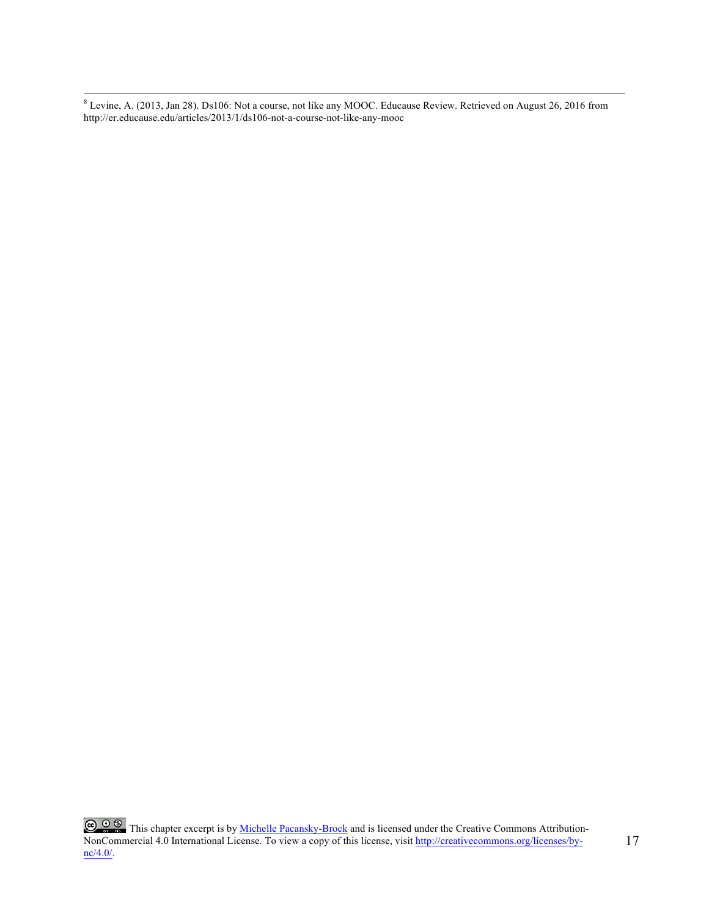[8] Levine, A. (2013, Jan 28). Ds106: Not a course, not like any MOOC. Educause Review. Retrieved on August 26, 2016 from http://er.educause.edu/articles/2013/1/ds106-not-a-course-not-like-any-mooc

This chapter excerpt is by [Michelle Pacansky-Brock](#) and is licensed under the Creative Commons Attribution-NonCommercial 4.0 International License. To view a copy of this license, visit [http://creativecommons.org/licenses/by-nc/4.0/](http://creativecommons.org/licenses/by-nc/4.0/).